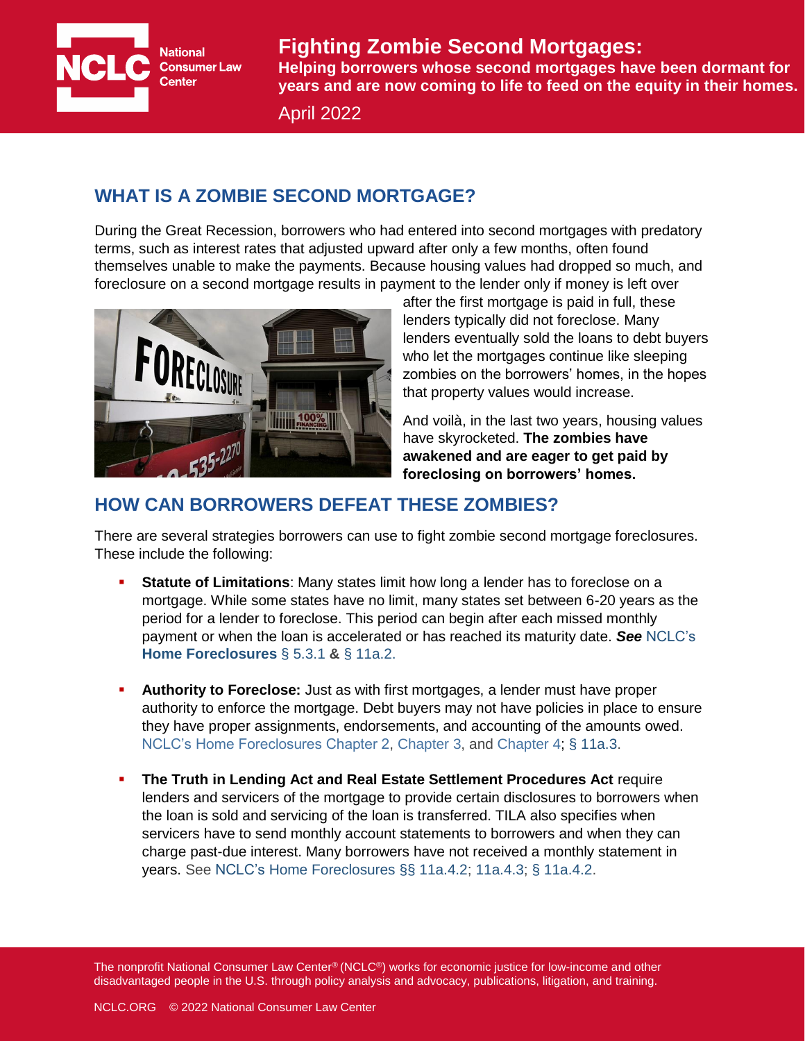# Fighting Zombie Second Mortgages:

**Helping borrowers whose second mortgages have been dormant for years and are now coming to life to feed on the equity in their homes.**

April 2022

## WHAT IS A ZOMBIE SECOND MORTGAGE?

During the Great Recession, borrowers who had entered into second mortgages with predatory terms, such as interest rates that adjusted upward after only a few months, often found themselves unable to make the payments. Because housing values had dropped so much, and foreclosure on a second mortgage results in payment to the lender only if money is left over after the first mortgage is paid in full, these lenders typically did not foreclose. Many lenders eventually sold the loans to debt buyers who let the mortgages continue like sleeping zombies on the borrowers' homes, in the hopes that property values would increase.

And voilà, in the last two years, housing values have skyrocketed. **The zombies have awakened and are eager to get paid by foreclosing on borrowers' homes.**

## HOW CAN BORROWERS DEFEAT THESE ZOMBIES?

There are several strategies borrowers can use to fight zombie second mortgage foreclosures. These include the following:

- **Statute of Limitations**: Many states limit how long a lender has to foreclose on a mortgage. While some states have no limit, many states set between 6-20 years as the period for a lender to foreclose. This period can begin after each missed monthly payment or when the loan is accelerated or has reached its maturity date. ***See*** NCLC's **Home Foreclosures** § 5.3.1 **&** § 11a.2.

- **Authority to Foreclose:** Just as with first mortgages, a lender must have proper authority to enforce the mortgage. Debt buyers may not have policies in place to ensure they have proper assignments, endorsements, and accounting of the amounts owed. NCLC's Home Foreclosures Chapter 2, Chapter 3, and Chapter 4; § 11a.3.

- **The Truth in Lending Act and Real Estate Settlement Procedures Act** require lenders and servicers of the mortgage to provide certain disclosures to borrowers when the loan is sold and servicing of the loan is transferred. TILA also specifies when servicers have to send monthly account statements to borrowers and when they can charge past-due interest. Many borrowers have not received a monthly statement in years. See NCLC's Home Foreclosures §§ 11a.4.2; 11a.4.3; § 11a.4.2.

The nonprofit National Consumer Law Center® (NCLC®) works for economic justice for low-income and other disadvantaged people in the U.S. through policy analysis and advocacy, publications, litigation, and training.

NCLC.ORG © 2022 National Consumer Law Center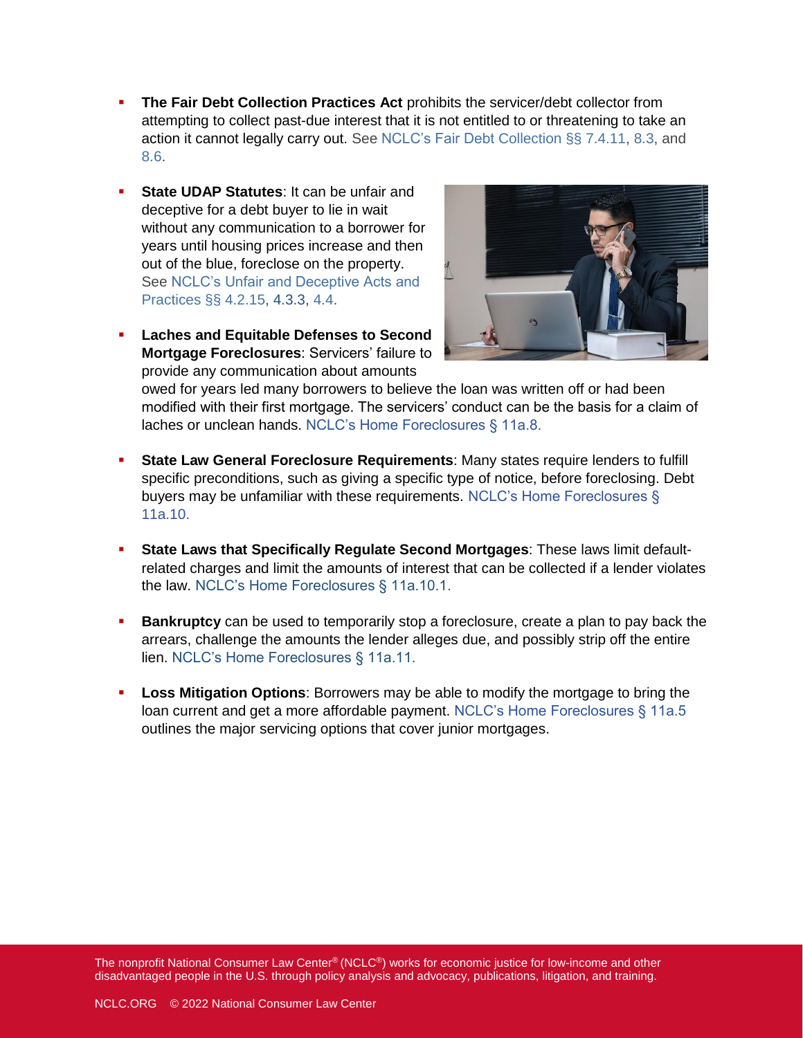- **The Fair Debt Collection Practices Act** prohibits the servicer/debt collector from attempting to collect past-due interest that it is not entitled to or threatening to take an action it cannot legally carry out. See NCLC's Fair Debt Collection §§ 7.4.11, 8.3, and 8.6.

- **State UDAP Statutes**: It can be unfair and deceptive for a debt buyer to lie in wait without any communication to a borrower for years until housing prices increase and then out of the blue, foreclose on the property. See NCLC's Unfair and Deceptive Acts and Practices §§ 4.2.15, 4.3.3, 4.4.

- **Laches and Equitable Defenses to Second Mortgage Foreclosures**: Servicers' failure to provide any communication about amounts owed for years led many borrowers to believe the loan was written off or had been modified with their first mortgage. The servicers' conduct can be the basis for a claim of laches or unclean hands. NCLC's Home Foreclosures § 11a.8.

- **State Law General Foreclosure Requirements**: Many states require lenders to fulfill specific preconditions, such as giving a specific type of notice, before foreclosing. Debt buyers may be unfamiliar with these requirements. NCLC's Home Foreclosures § 11a.10.

- **State Laws that Specifically Regulate Second Mortgages**: These laws limit default-related charges and limit the amounts of interest that can be collected if a lender violates the law. NCLC's Home Foreclosures § 11a.10.1.

- **Bankruptcy** can be used to temporarily stop a foreclosure, create a plan to pay back the arrears, challenge the amounts the lender alleges due, and possibly strip off the entire lien. NCLC's Home Foreclosures § 11a.11.

- **Loss Mitigation Options**: Borrowers may be able to modify the mortgage to bring the loan current and get a more affordable payment. NCLC's Home Foreclosures § 11a.5 outlines the major servicing options that cover junior mortgages.

The nonprofit National Consumer Law Center® (NCLC®) works for economic justice for low-income and other disadvantaged people in the U.S. through policy analysis and advocacy, publications, litigation, and training.

NCLC.ORG © 2022 National Consumer Law Center